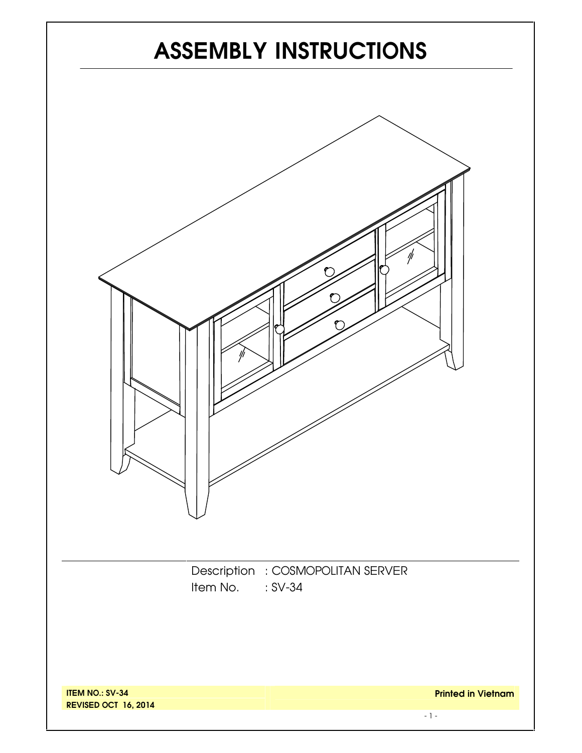# ASSEMBLY INSTRUCTIONS

Description : COSMOPOLITAN SERVER
Item No. : SV-34

**ITEM NO.: SV-34**
**REVISED OCT 16, 2014**

**Printed in Vietnam**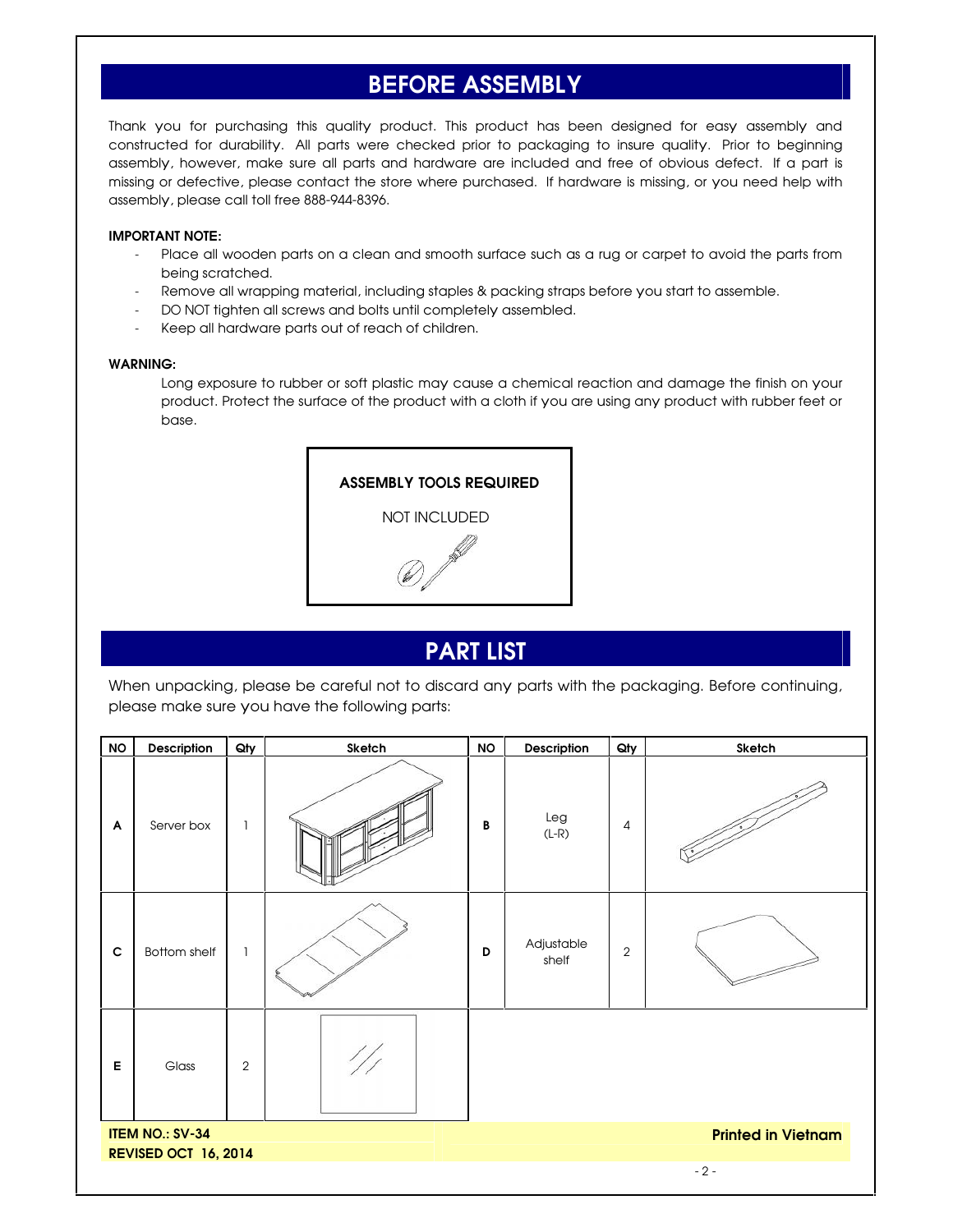# BEFORE ASSEMBLY

Thank you for purchasing this quality product. This product has been designed for easy assembly and constructed for durability. All parts were checked prior to packaging to insure quality. Prior to beginning assembly, however, make sure all parts and hardware are included and free of obvious defect. If a part is missing or defective, please contact the store where purchased. If hardware is missing, or you need help with assembly, please call toll free 888-944-8396.

**IMPORTANT NOTE:**

- Place all wooden parts on a clean and smooth surface such as a rug or carpet to avoid the parts from being scratched.
- Remove all wrapping material, including staples & packing straps before you start to assemble.
- DO NOT tighten all screws and bolts until completely assembled.
- Keep all hardware parts out of reach of children.

**WARNING:**

Long exposure to rubber or soft plastic may cause a chemical reaction and damage the finish on your product. Protect the surface of the product with a cloth if you are using any product with rubber feet or base.

**ASSEMBLY TOOLS REQUIRED**

NOT INCLUDED

# PART LIST

When unpacking, please be careful not to discard any parts with the packaging. Before continuing, please make sure you have the following parts:

| NO | Description | Qty | Sketch | NO | Description | Qty | Sketch |
|---|---|---|---|---|---|---|---|
| A | Server box | 1 | | B | Leg (L-R) | 4 | |
| C | Bottom shelf | 1 | | D | Adjustable shelf | 2 | |
| E | Glass | 2 | | | | | |

**ITEM NO.: SV-34**
**REVISED OCT 16, 2014**

**Printed in Vietnam**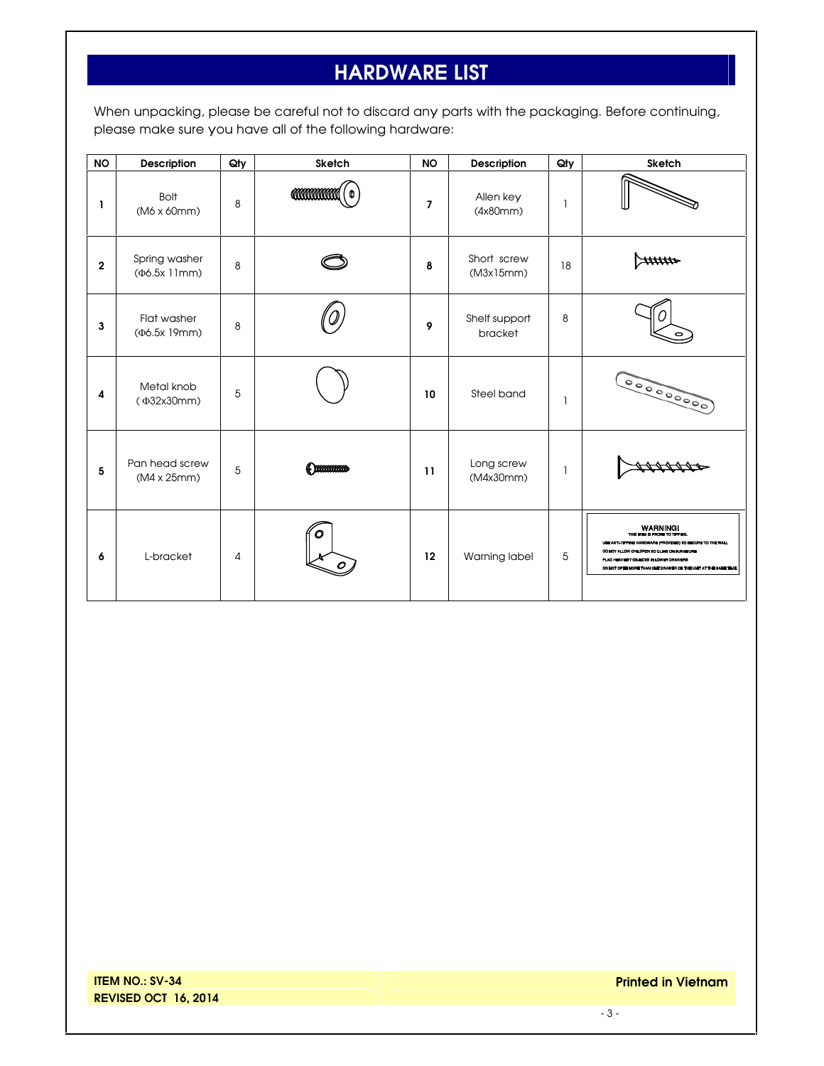# HARDWARE LIST

When unpacking, please be careful not to discard any parts with the packaging. Before continuing, please make sure you have all of the following hardware:

| NO | Description | Qty | Sketch | NO | Description | Qty | Sketch |
|---|---|---|---|---|---|---|---|
| 1 | Bolt (M6 x 60mm) | 8 | | 7 | Allen key (4x80mm) | 1 | |
| 2 | Spring washer (Φ6.5x 11mm) | 8 | | 8 | Short screw (M3x15mm) | 18 | |
| 3 | Flat washer (Φ6.5x 19mm) | 8 | | 9 | Shelf support bracket | 8 | |
| 4 | Metal knob (Φ32x30mm) | 5 | | 10 | Steel band | 1 | |
| 5 | Pan head screw (M4 x 25mm) | 5 | | 11 | Long screw (M4x30mm) | 1 | |
| 6 | L-bracket | 4 | | 12 | Warning label | 5 | WARNING! THIS ITEM IS PRONE TO TIPPING. USE ANTI-TIPPING HARDWARE (PROVIDED) TO SECURE TO THE WALL. DO NOT ALLOW CHILDREN TO CLIMB ON FURNITURE. PLACE HEAVIEST OBJECTS IN LOWER DRAWERS. DO NOT OPEN MORE THAN ONE DRAWER OR THE UNIT AT THE SAME TIME. |

**ITEM NO.: SV-34**
**REVISED OCT 16, 2014**

**Printed in Vietnam**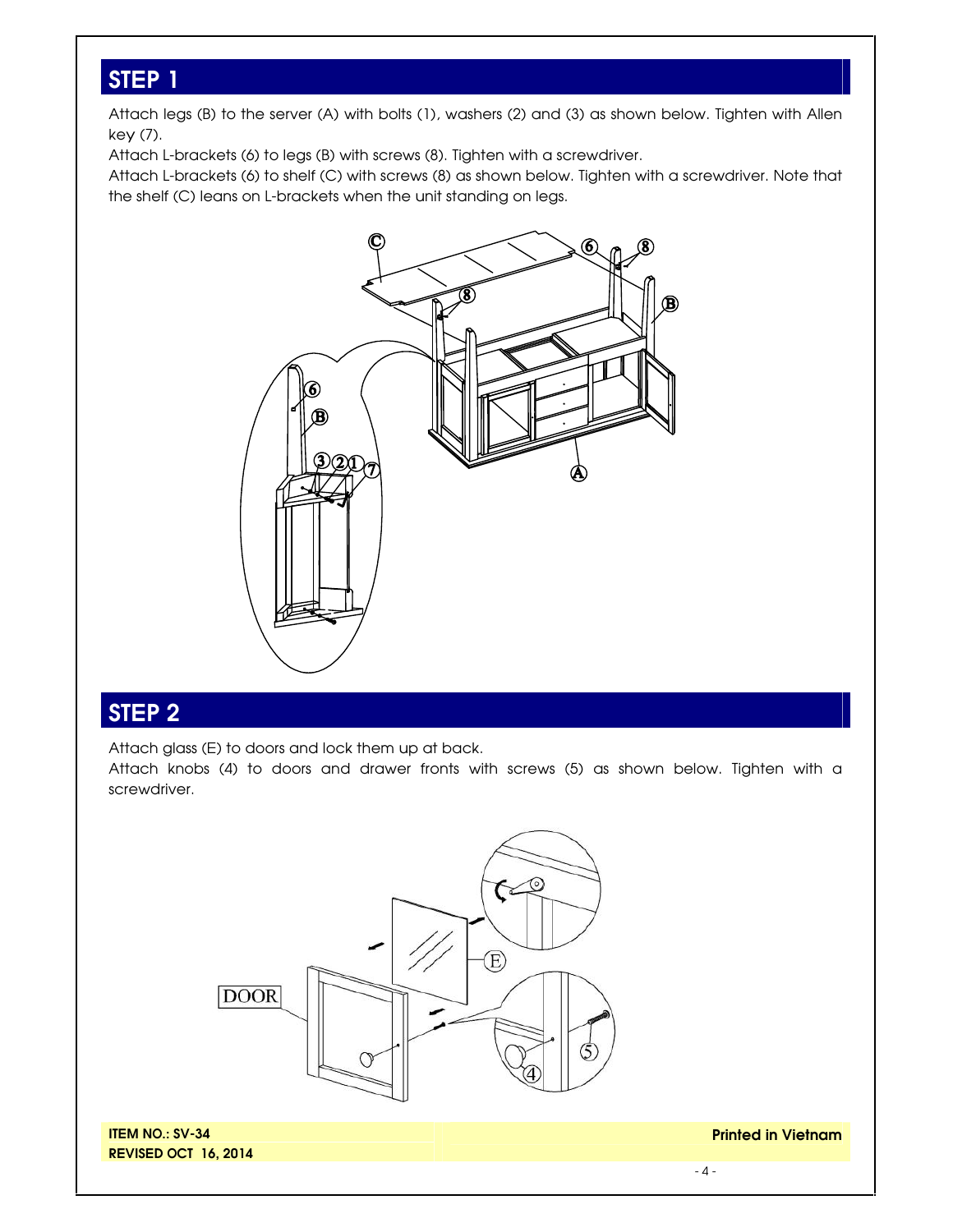## STEP 1

Attach legs (B) to the server (A) with bolts (1), washers (2) and (3) as shown below. Tighten with Allen key (7).

Attach L-brackets (6) to legs (B) with screws (8). Tighten with a screwdriver.

Attach L-brackets (6) to shelf (C) with screws (8) as shown below. Tighten with a screwdriver. Note that the shelf (C) leans on L-brackets when the unit standing on legs.

## STEP 2

Attach glass (E) to doors and lock them up at back.

Attach knobs (4) to doors and drawer fronts with screws (5) as shown below. Tighten with a screwdriver.

**ITEM NO.: SV-34**
**REVISED OCT 16, 2014**

**Printed in Vietnam**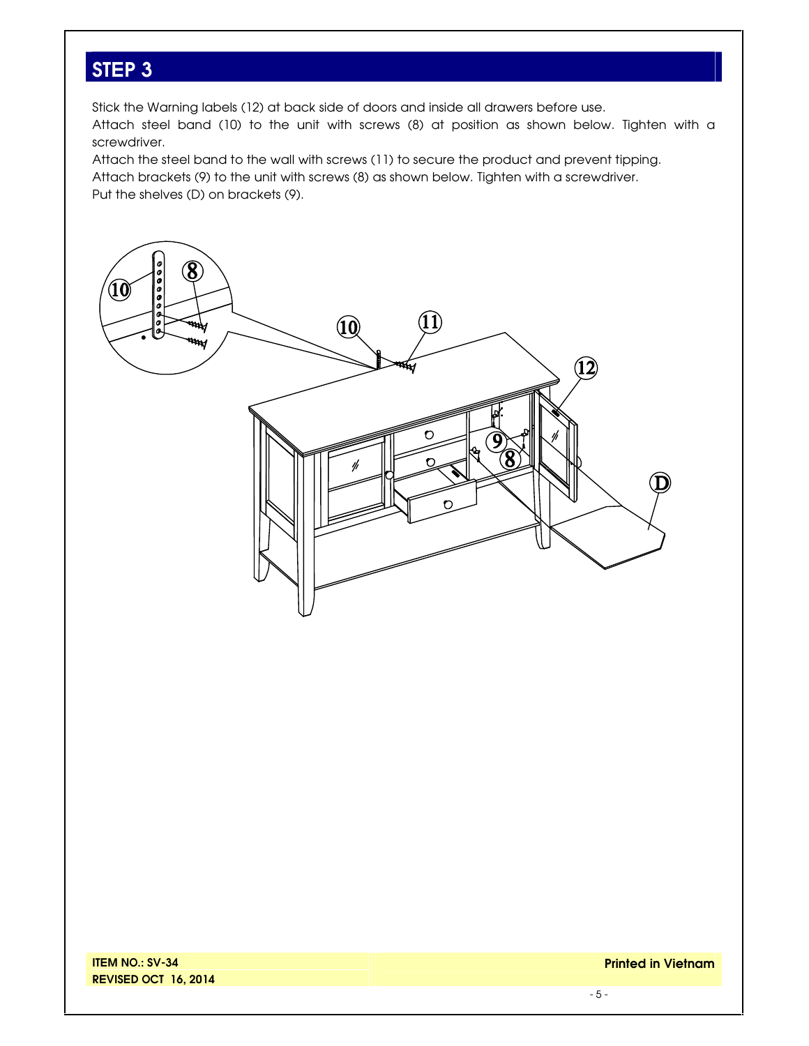# STEP 3

Stick the Warning labels (12) at back side of doors and inside all drawers before use.

Attach steel band (10) to the unit with screws (8) at position as shown below. Tighten with a screwdriver.

Attach the steel band to the wall with screws (11) to secure the product and prevent tipping.

Attach brackets (9) to the unit with screws (8) as shown below. Tighten with a screwdriver.

Put the shelves (D) on brackets (9).

10
8
10
11
12
9
8
D

**ITEM NO.: SV-34**
**REVISED OCT 16, 2014**

**Printed in Vietnam**